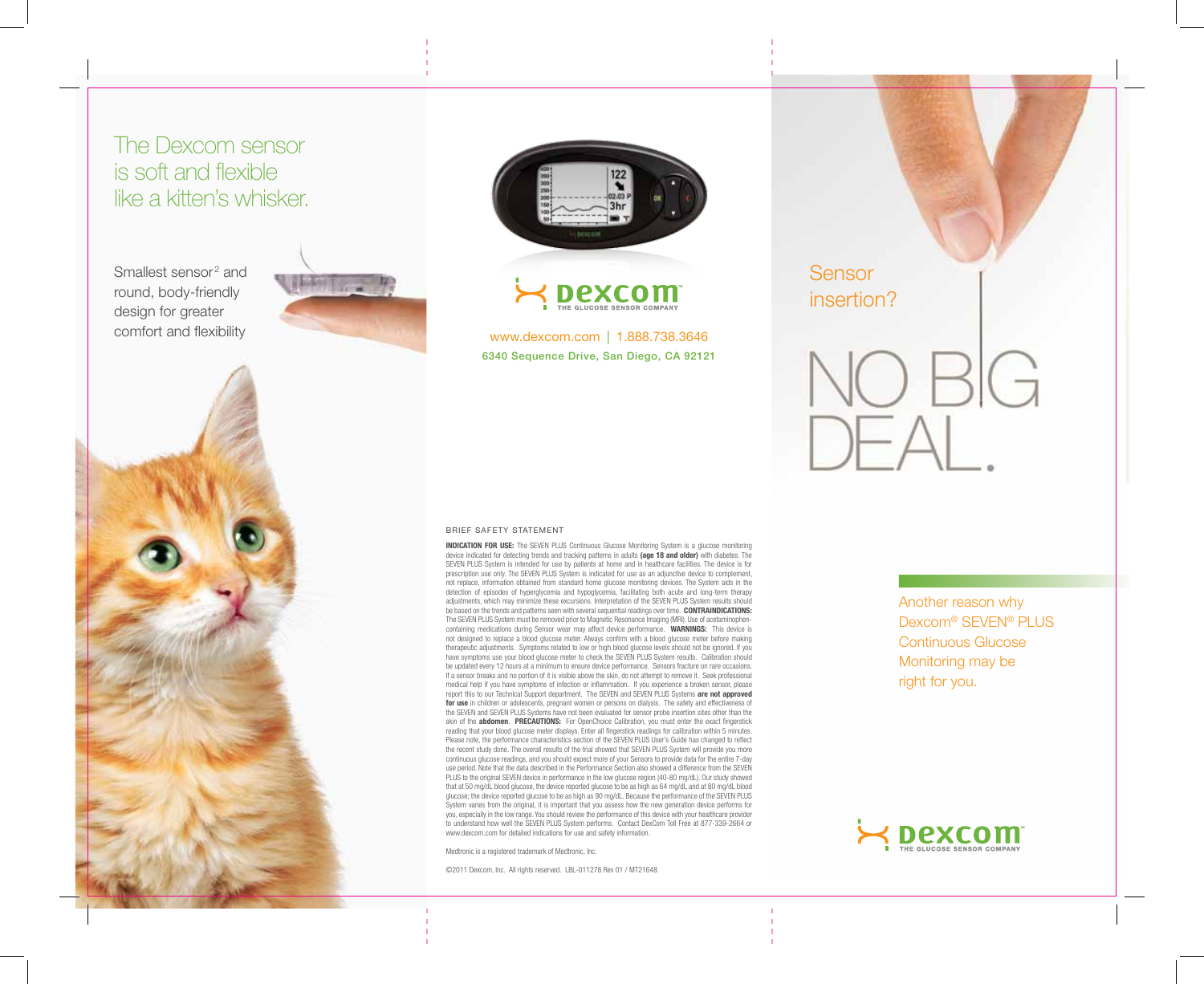# The Dexcom sensor is soft and flexible like a kitten's whisker.

Smallest sensor[2] and round, body-friendly design for greater comfort and flexibility

Dexcom THE GLUCOSE SENSOR COMPANY

www.dexcom.com | 1.888.738.3646

6340 Sequence Drive, San Diego, CA 92121

BRIEF SAFETY STATEMENT

**INDICATION FOR USE:** The SEVEN PLUS Continuous Glucose Monitoring System is a glucose monitoring device indicated for detecting trends and tracking patterns in adults **(age 18 and older)** with diabetes. The SEVEN PLUS System is intended for use by patients at home and in healthcare facilities. The device is for prescription use only. The SEVEN PLUS System is indicated for use as an adjunctive device to complement, not replace, information obtained from standard home glucose monitoring devices. The System aids in the detection of episodes of hyperglycemia and hypoglycemia, facilitating both acute and long-term therapy adjustments, which may minimize these excursions. Interpretation of the SEVEN PLUS System results should be based on the trends and patterns seen with several sequential readings over time. **CONTRAINDICATIONS:** The SEVEN PLUS System must be removed prior to Magnetic Resonance Imaging (MRI). Use of acetaminophen-containing medications during Sensor wear may affect device performance. **WARNINGS:** This device is not designed to replace a blood glucose meter. Always confirm with a blood glucose meter before making therapeutic adjustments. Symptoms related to low or high blood glucose levels should not be ignored. If you have symptoms use your blood glucose meter to check the SEVEN PLUS System results. Calibration should be updated every 12 hours at a minimum to ensure device performance. Sensors fracture on rare occasions. If a sensor breaks and no portion of it is visible above the skin, do not attempt to remove it. Seek professional medical help if you have symptoms of infection or inflammation. If you experience a broken sensor, please report this to our Technical Support department. The SEVEN and SEVEN PLUS Systems **are not approved for use** in children or adolescents, pregnant women or persons on dialysis. The safety and effectiveness of the SEVEN and SEVEN PLUS Systems have not been evaluated for sensor probe insertion sites other than the skin of the **abdomen**. **PRECAUTIONS:** For OpenChoice Calibration, you must enter the exact fingerstick reading that your blood glucose meter displays. Enter all fingerstick readings for calibration within 5 minutes. Please note, the performance characteristics section of the SEVEN PLUS User's Guide has changed to reflect the recent study done. The overall results of the trial showed that SEVEN PLUS System will provide you more continuous glucose readings, and you should expect more of your Sensors to provide data for the entire 7-day use period. Note that the data described in the Performance Section also showed a difference from the SEVEN PLUS to the original SEVEN device in performance in the low glucose region (40-80 mg/dL). Our study showed that at 50 mg/dL blood glucose, the device reported glucose to be as high as 64 mg/dL and at 80 mg/dL blood glucose; the device reported glucose to be as high as 90 mg/dL. Because the performance of the SEVEN PLUS System varies from the original, it is important that you assess how the new generation device performs for you, especially in the low range. You should review the performance of this device with your healthcare provider to understand how well the SEVEN PLUS System performs. Contact DexCom Toll Free at 877-339-2664 or www.dexcom.com for detailed indications for use and safety information.

Medtronic is a registered trademark of Medtronic, Inc.

©2011 Dexcom, Inc. All rights reserved. LBL-011278 Rev 01 / MT21648

# Sensor insertion?

# NO BIG DEAL.

Another reason why Dexcom® SEVEN® PLUS Continuous Glucose Monitoring may be right for you.

Dexcom THE GLUCOSE SENSOR COMPANY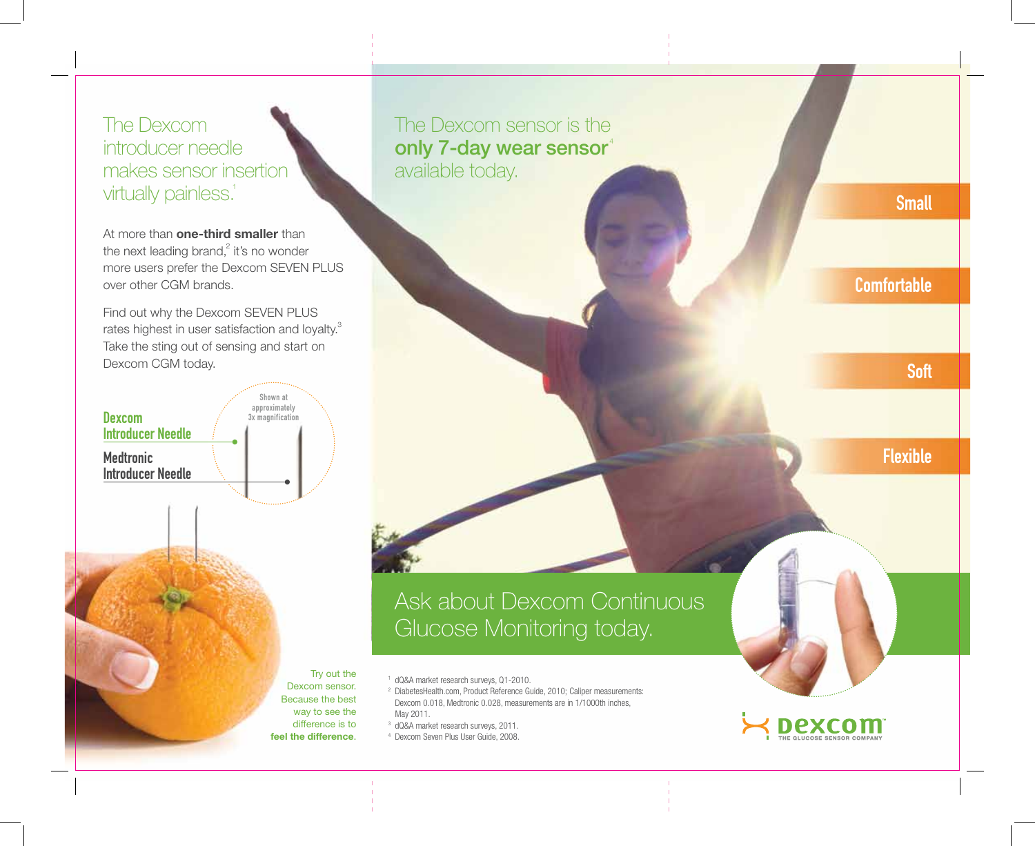## The Dexcom introducer needle makes sensor insertion virtually painless.[1]

At more than **one-third smaller** than the next leading brand,[2] it's no wonder more users prefer the Dexcom SEVEN PLUS over other CGM brands.

Find out why the Dexcom SEVEN PLUS rates highest in user satisfaction and loyalty.[3] Take the sting out of sensing and start on Dexcom CGM today.

**Dexcom Introducer Needle**

**Medtronic Introducer Needle**

Shown at approximately 3x magnification

Try out the Dexcom sensor. Because the best way to see the difference is to **feel the difference**.

## The Dexcom sensor is the **only 7-day wear sensor**[4] available today.

**Small**

**Comfortable**

**Soft**

**Flexible**

## Ask about Dexcom Continuous Glucose Monitoring today.

[1] dQ&A market research surveys, Q1-2010.
[2] DiabetesHealth.com, Product Reference Guide, 2010; Caliper measurements: Dexcom 0.018, Medtronic 0.028, measurements are in 1/1000th inches, May 2011.
[3] dQ&A market research surveys, 2011.
[4] Dexcom Seven Plus User Guide, 2008.

dexcom™ THE GLUCOSE SENSOR COMPANY